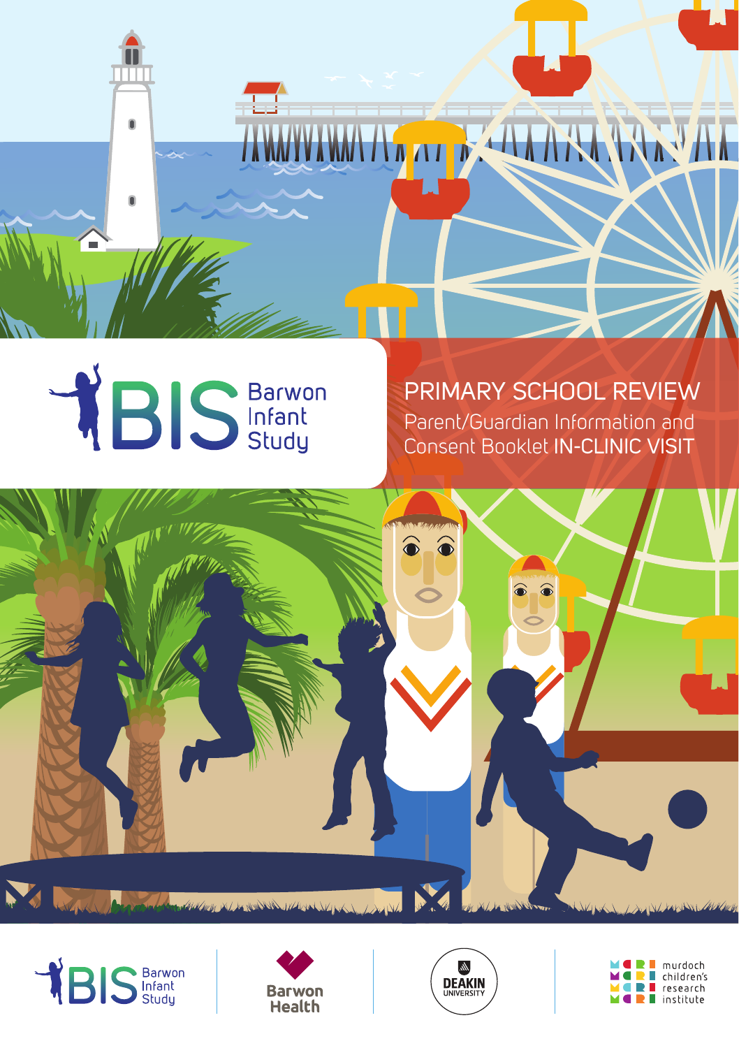BIS Barwon Infant Study

# PRIMARY SCHOOL REVIEW

Parent/Guardian Information and Consent Booklet **IN-CLINIC VISIT**

BIS Barwon Infant Study

Barwon Health

DEAKIN UNIVERSITY

murdoch children's research institute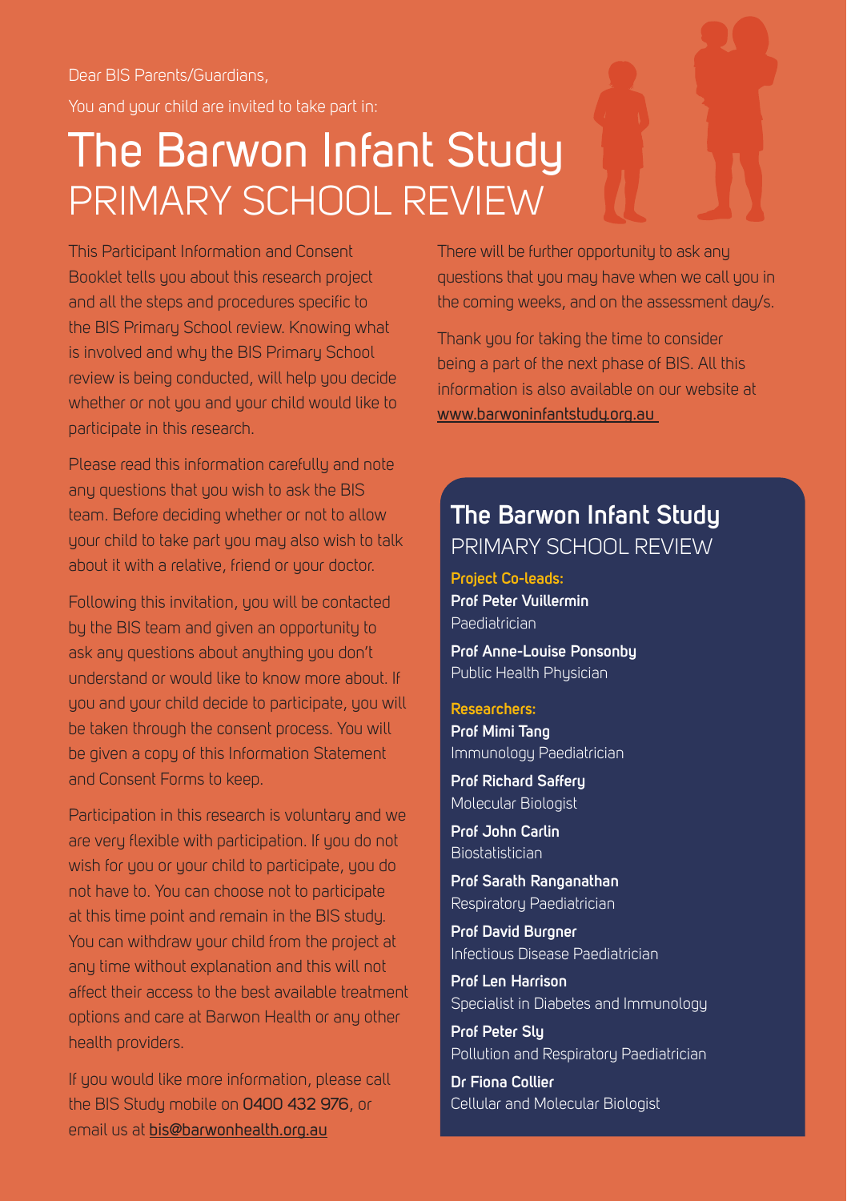Dear BIS Parents/Guardians,

You and your child are invited to take part in:

# The Barwon Infant Study PRIMARY SCHOOL REVIEW

This Participant Information and Consent Booklet tells you about this research project and all the steps and procedures specific to the BIS Primary School review. Knowing what is involved and why the BIS Primary School review is being conducted, will help you decide whether or not you and your child would like to participate in this research.

Please read this information carefully and note any questions that you wish to ask the BIS team. Before deciding whether or not to allow your child to take part you may also wish to talk about it with a relative, friend or your doctor.

Following this invitation, you will be contacted by the BIS team and given an opportunity to ask any questions about anything you don't understand or would like to know more about. If you and your child decide to participate, you will be taken through the consent process. You will be given a copy of this Information Statement and Consent Forms to keep.

Participation in this research is voluntary and we are very flexible with participation. If you do not wish for you or your child to participate, you do not have to. You can choose not to participate at this time point and remain in the BIS study. You can withdraw your child from the project at any time without explanation and this will not affect their access to the best available treatment options and care at Barwon Health or any other health providers.

If you would like more information, please call the BIS Study mobile on **0400 432 976**, or email us at **bis@barwonhealth.org.au**

There will be further opportunity to ask any questions that you may have when we call you in the coming weeks, and on the assessment day/s.

Thank you for taking the time to consider being a part of the next phase of BIS. All this information is also available on our website at **www.barwoninfantstudy.org.au**

## The Barwon Infant Study PRIMARY SCHOOL REVIEW

**Project Co-leads:**

**Prof Peter Vuillermin**
Paediatrician

**Prof Anne-Louise Ponsonby**
Public Health Physician

**Researchers:**

**Prof Mimi Tang**
Immunology Paediatrician

**Prof Richard Saffery**
Molecular Biologist

**Prof John Carlin**
Biostatistician

**Prof Sarath Ranganathan**
Respiratory Paediatrician

**Prof David Burgner**
Infectious Disease Paediatrician

**Prof Len Harrison**
Specialist in Diabetes and Immunology

**Prof Peter Sly**
Pollution and Respiratory Paediatrician

**Dr Fiona Collier**
Cellular and Molecular Biologist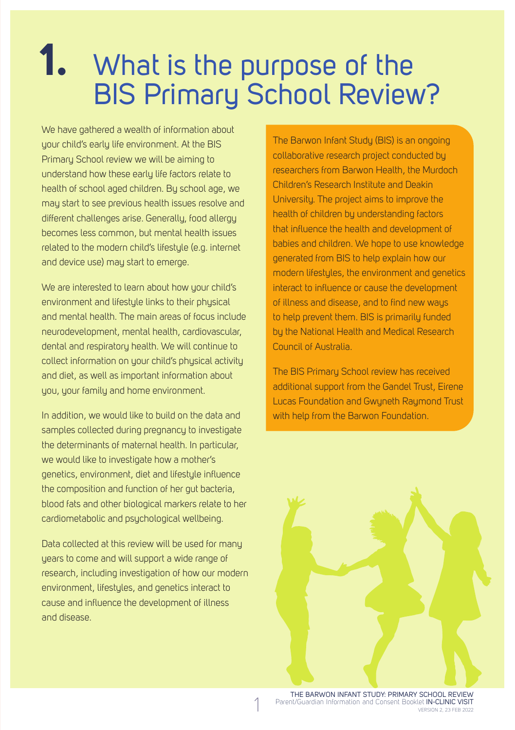# 1. What is the purpose of the BIS Primary School Review?

We have gathered a wealth of information about your child's early life environment. At the BIS Primary School review we will be aiming to understand how these early life factors relate to health of school aged children. By school age, we may start to see previous health issues resolve and different challenges arise. Generally, food allergy becomes less common, but mental health issues related to the modern child's lifestyle (e.g. internet and device use) may start to emerge.

We are interested to learn about how your child's environment and lifestyle links to their physical and mental health. The main areas of focus include neurodevelopment, mental health, cardiovascular, dental and respiratory health. We will continue to collect information on your child's physical activity and diet, as well as important information about you, your family and home environment.

In addition, we would like to build on the data and samples collected during pregnancy to investigate the determinants of maternal health. In particular, we would like to investigate how a mother's genetics, environment, diet and lifestyle influence the composition and function of her gut bacteria, blood fats and other biological markers relate to her cardiometabolic and psychological wellbeing.

Data collected at this review will be used for many years to come and will support a wide range of research, including investigation of how our modern environment, lifestyles, and genetics interact to cause and influence the development of illness and disease.

The Barwon Infant Study (BIS) is an ongoing collaborative research project conducted by researchers from Barwon Health, the Murdoch Children's Research Institute and Deakin University. The project aims to improve the health of children by understanding factors that influence the health and development of babies and children. We hope to use knowledge generated from BIS to help explain how our modern lifestyles, the environment and genetics interact to influence or cause the development of illness and disease, and to find new ways to help prevent them. BIS is primarily funded by the National Health and Medical Research Council of Australia.

The BIS Primary School review has received additional support from the Gandel Trust, Eirene Lucas Foundation and Gwyneth Raymond Trust with help from the Barwon Foundation.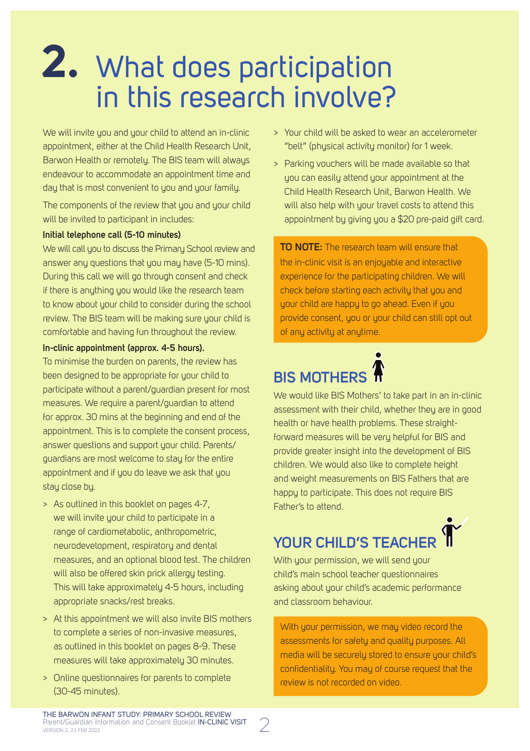# 2. What does participation in this research involve?

We will invite you and your child to attend an in-clinic appointment, either at the Child Health Research Unit, Barwon Health or remotely. The BIS team will always endeavour to accommodate an appointment time and day that is most convenient to you and your family.

The components of the review that you and your child will be invited to participant in includes:

**Initial telephone call (5-10 minutes)**

We will call you to discuss the Primary School review and answer any questions that you may have (5-10 mins). During this call we will go through consent and check if there is anything you would like the research team to know about your child to consider during the school review. The BIS team will be making sure your child is comfortable and having fun throughout the review.

**In-clinic appointment (approx. 4-5 hours).**

To minimise the burden on parents, the review has been designed to be appropriate for your child to participate without a parent/guardian present for most measures. We require a parent/guardian to attend for approx. 30 mins at the beginning and end of the appointment. This is to complete the consent process, answer questions and support your child. Parents/ guardians are most welcome to stay for the entire appointment and if you do leave we ask that you stay close by.

- As outlined in this booklet on pages 4-7, we will invite your child to participate in a range of cardiometabolic, anthropometric, neurodevelopment, respiratory and dental measures, and an optional blood test. The children will also be offered skin prick allergy testing. This will take approximately 4-5 hours, including appropriate snacks/rest breaks.
- At this appointment we will also invite BIS mothers to complete a series of non-invasive measures, as outlined in this booklet on pages 8-9. These measures will take approximately 30 minutes.
- Online questionnaires for parents to complete (30-45 minutes).
- Your child will be asked to wear an accelerometer "belt" (physical activity monitor) for 1 week.
- Parking vouchers will be made available so that you can easily attend your appointment at the Child Health Research Unit, Barwon Health. We will also help with your travel costs to attend this appointment by giving you a $20 pre-paid gift card.

**TO NOTE:** The research team will ensure that the in-clinic visit is an enjoyable and interactive experience for the participating children. We will check before starting each activity that you and your child are happy to go ahead. Even if you provide consent, you or your child can still opt out of any activity at anytime.

## BIS MOTHERS

We would like BIS Mothers' to take part in an in-clinic assessment with their child, whether they are in good health or have health problems. These straight-forward measures will be very helpful for BIS and provide greater insight into the development of BIS children. We would also like to complete height and weight measurements on BIS Fathers that are happy to participate. This does not require BIS Father's to attend.

## YOUR CHILD'S TEACHER

With your permission, we will send your child's main school teacher questionnaires asking about your child's academic performance and classroom behaviour.

With your permission, we may video record the assessments for safety and quality purposes. All media will be securely stored to ensure your child's confidentiality. You may of course request that the review is not recorded on video.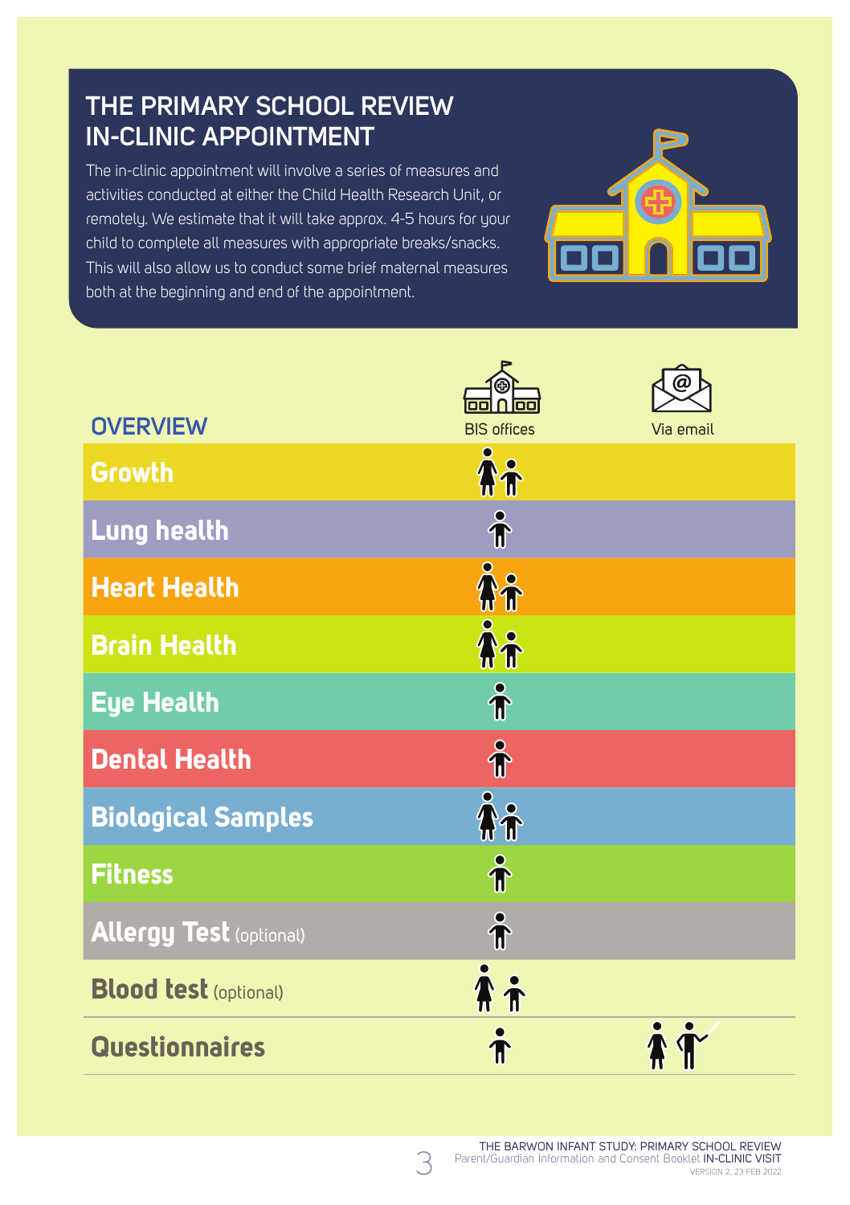# THE PRIMARY SCHOOL REVIEW IN-CLINIC APPOINTMENT

The in-clinic appointment will involve a series of measures and activities conducted at either the Child Health Research Unit, or remotely. We estimate that it will take approx. 4-5 hours for your child to complete all measures with appropriate breaks/snacks. This will also allow us to conduct some brief maternal measures both at the beginning and end of the appointment.

## OVERVIEW

| | BIS offices | Via email |
|---|---|---|
| **Growth** | Mother, Child | |
| **Lung health** | Child | |
| **Heart Health** | Mother, Child | |
| **Brain Health** | Mother, Child | |
| **Eye Health** | Child | |
| **Dental Health** | Child | |
| **Biological Samples** | Mother, Child | |
| **Fitness** | Child | |
| **Allergy Test** (optional) | Child | |
| **Blood test** (optional) | Mother, Child | |
| **Questionnaires** | Child | Mother, Teacher |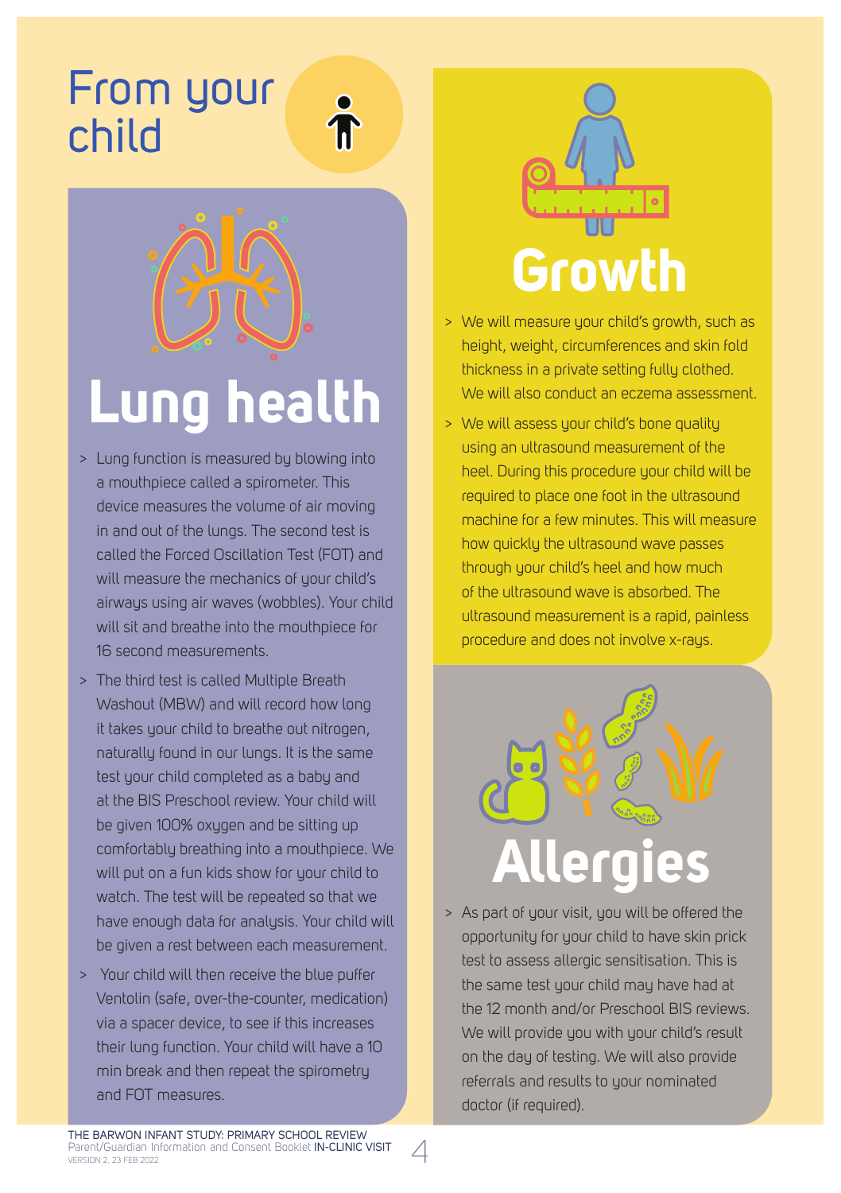# From your child

## Lung health

- Lung function is measured by blowing into a mouthpiece called a spirometer. This device measures the volume of air moving in and out of the lungs. The second test is called the Forced Oscillation Test (FOT) and will measure the mechanics of your child's airways using air waves (wobbles). Your child will sit and breathe into the mouthpiece for 16 second measurements.
- The third test is called Multiple Breath Washout (MBW) and will record how long it takes your child to breathe out nitrogen, naturally found in our lungs. It is the same test your child completed as a baby and at the BIS Preschool review. Your child will be given 100% oxygen and be sitting up comfortably breathing into a mouthpiece. We will put on a fun kids show for your child to watch. The test will be repeated so that we have enough data for analysis. Your child will be given a rest between each measurement.
- Your child will then receive the blue puffer Ventolin (safe, over-the-counter, medication) via a spacer device, to see if this increases their lung function. Your child will have a 10 min break and then repeat the spirometry and FOT measures.

## Growth

- We will measure your child's growth, such as height, weight, circumferences and skin fold thickness in a private setting fully clothed. We will also conduct an eczema assessment.
- We will assess your child's bone quality using an ultrasound measurement of the heel. During this procedure your child will be required to place one foot in the ultrasound machine for a few minutes. This will measure how quickly the ultrasound wave passes through your child's heel and how much of the ultrasound wave is absorbed. The ultrasound measurement is a rapid, painless procedure and does not involve x-rays.

## Allergies

- As part of your visit, you will be offered the opportunity for your child to have skin prick test to assess allergic sensitisation. This is the same test your child may have had at the 12 month and/or Preschool BIS reviews. We will provide you with your child's result on the day of testing. We will also provide referrals and results to your nominated doctor (if required).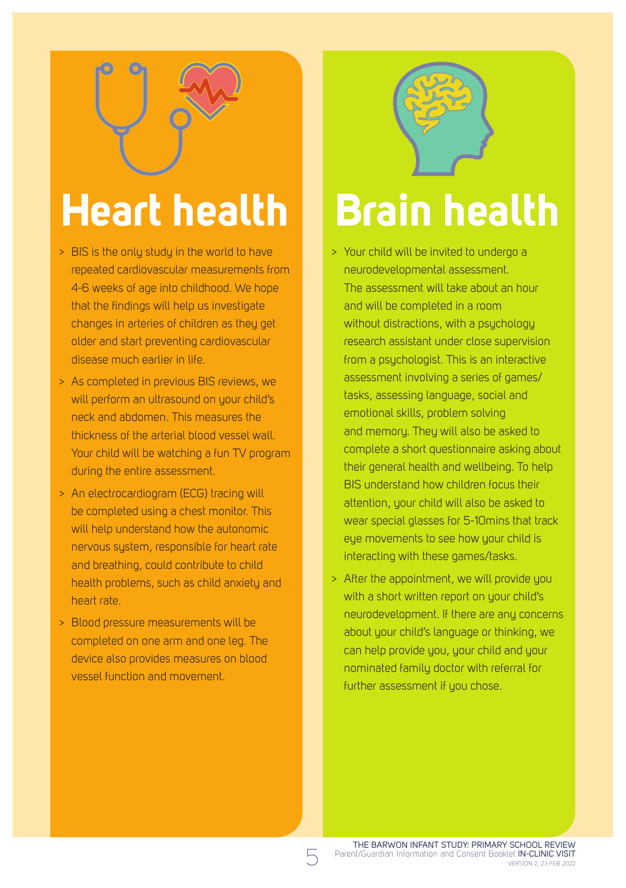# Heart health

- BIS is the only study in the world to have repeated cardiovascular measurements from 4-6 weeks of age into childhood. We hope that the findings will help us investigate changes in arteries of children as they get older and start preventing cardiovascular disease much earlier in life.
- As completed in previous BIS reviews, we will perform an ultrasound on your child's neck and abdomen. This measures the thickness of the arterial blood vessel wall. Your child will be watching a fun TV program during the entire assessment.
- An electrocardiogram (ECG) tracing will be completed using a chest monitor. This will help understand how the autonomic nervous system, responsible for heart rate and breathing, could contribute to child health problems, such as child anxiety and heart rate.
- Blood pressure measurements will be completed on one arm and one leg. The device also provides measures on blood vessel function and movement.

# Brain health

- Your child will be invited to undergo a neurodevelopmental assessment. The assessment will take about an hour and will be completed in a room without distractions, with a psychology research assistant under close supervision from a psychologist. This is an interactive assessment involving a series of games/tasks, assessing language, social and emotional skills, problem solving and memory. They will also be asked to complete a short questionnaire asking about their general health and wellbeing. To help BIS understand how children focus their attention, your child will also be asked to wear special glasses for 5-10mins that track eye movements to see how your child is interacting with these games/tasks.
- After the appointment, we will provide you with a short written report on your child's neurodevelopment. If there are any concerns about your child's language or thinking, we can help provide you, your child and your nominated family doctor with referral for further assessment if you chose.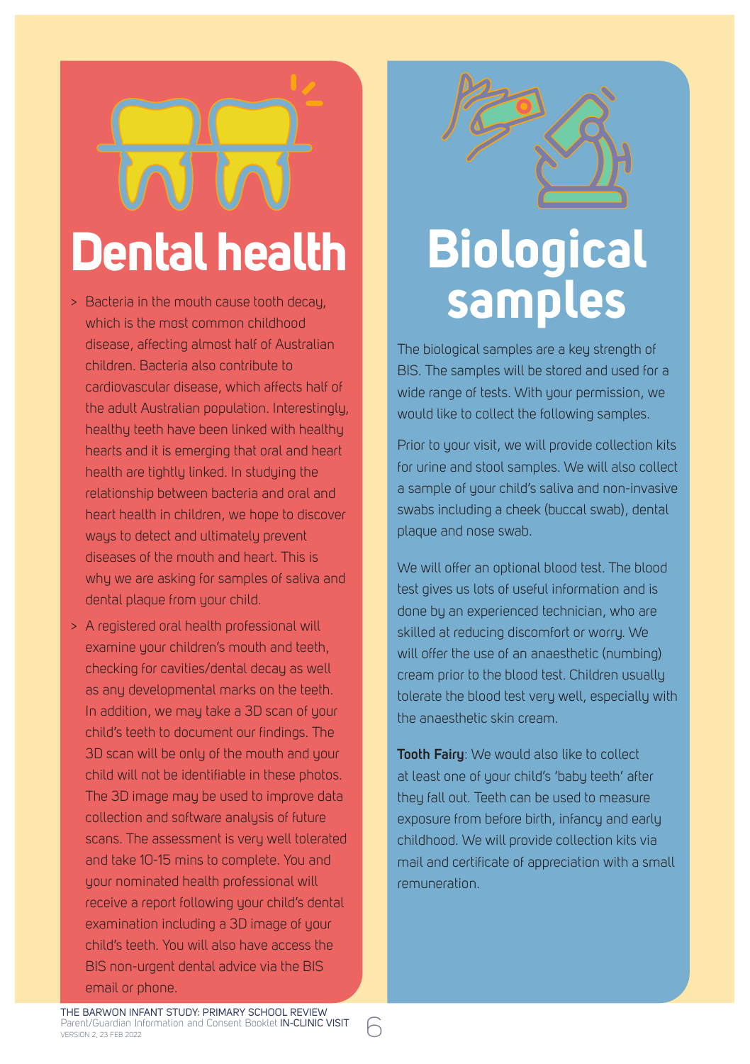# Dental health

- Bacteria in the mouth cause tooth decay, which is the most common childhood disease, affecting almost half of Australian children. Bacteria also contribute to cardiovascular disease, which affects half of the adult Australian population. Interestingly, healthy teeth have been linked with healthy hearts and it is emerging that oral and heart health are tightly linked. In studying the relationship between bacteria and oral and heart health in children, we hope to discover ways to detect and ultimately prevent diseases of the mouth and heart. This is why we are asking for samples of saliva and dental plaque from your child.
- A registered oral health professional will examine your children's mouth and teeth, checking for cavities/dental decay as well as any developmental marks on the teeth. In addition, we may take a 3D scan of your child's teeth to document our findings. The 3D scan will be only of the mouth and your child will not be identifiable in these photos. The 3D image may be used to improve data collection and software analysis of future scans. The assessment is very well tolerated and take 10-15 mins to complete. You and your nominated health professional will receive a report following your child's dental examination including a 3D image of your child's teeth. You will also have access the BIS non-urgent dental advice via the BIS email or phone.

# Biological samples

The biological samples are a key strength of BIS. The samples will be stored and used for a wide range of tests. With your permission, we would like to collect the following samples.

Prior to your visit, we will provide collection kits for urine and stool samples. We will also collect a sample of your child's saliva and non-invasive swabs including a cheek (buccal swab), dental plaque and nose swab.

We will offer an optional blood test. The blood test gives us lots of useful information and is done by an experienced technician, who are skilled at reducing discomfort or worry. We will offer the use of an anaesthetic (numbing) cream prior to the blood test. Children usually tolerate the blood test very well, especially with the anaesthetic skin cream.

**Tooth Fairy**: We would also like to collect at least one of your child's 'baby teeth' after they fall out. Teeth can be used to measure exposure from before birth, infancy and early childhood. We will provide collection kits via mail and certificate of appreciation with a small remuneration.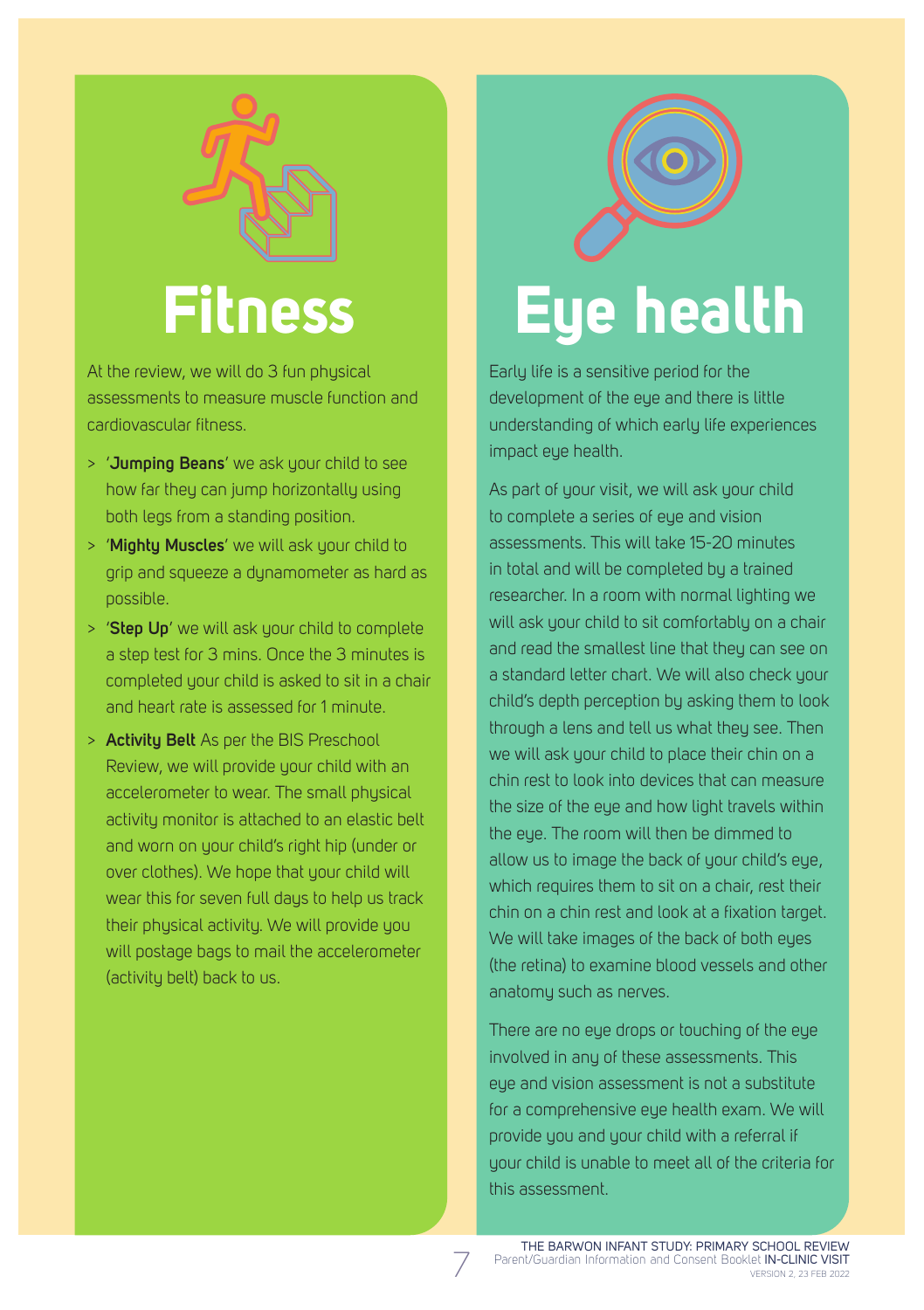# Fitness

At the review, we will do 3 fun physical assessments to measure muscle function and cardiovascular fitness.

- '**Jumping Beans**' we ask your child to see how far they can jump horizontally using both legs from a standing position.
- '**Mighty Muscles**' we will ask your child to grip and squeeze a dynamometer as hard as possible.
- '**Step Up**' we will ask your child to complete a step test for 3 mins. Once the 3 minutes is completed your child is asked to sit in a chair and heart rate is assessed for 1 minute.
- **Activity Belt** As per the BIS Preschool Review, we will provide your child with an accelerometer to wear. The small physical activity monitor is attached to an elastic belt and worn on your child's right hip (under or over clothes). We hope that your child will wear this for seven full days to help us track their physical activity. We will provide you will postage bags to mail the accelerometer (activity belt) back to us.

# Eye health

Early life is a sensitive period for the development of the eye and there is little understanding of which early life experiences impact eye health.

As part of your visit, we will ask your child to complete a series of eye and vision assessments. This will take 15-20 minutes in total and will be completed by a trained researcher. In a room with normal lighting we will ask your child to sit comfortably on a chair and read the smallest line that they can see on a standard letter chart. We will also check your child's depth perception by asking them to look through a lens and tell us what they see. Then we will ask your child to place their chin on a chin rest to look into devices that can measure the size of the eye and how light travels within the eye. The room will then be dimmed to allow us to image the back of your child's eye, which requires them to sit on a chair, rest their chin on a chin rest and look at a fixation target. We will take images of the back of both eyes (the retina) to examine blood vessels and other anatomy such as nerves.

There are no eye drops or touching of the eye involved in any of these assessments. This eye and vision assessment is not a substitute for a comprehensive eye health exam. We will provide you and your child with a referral if your child is unable to meet all of the criteria for this assessment.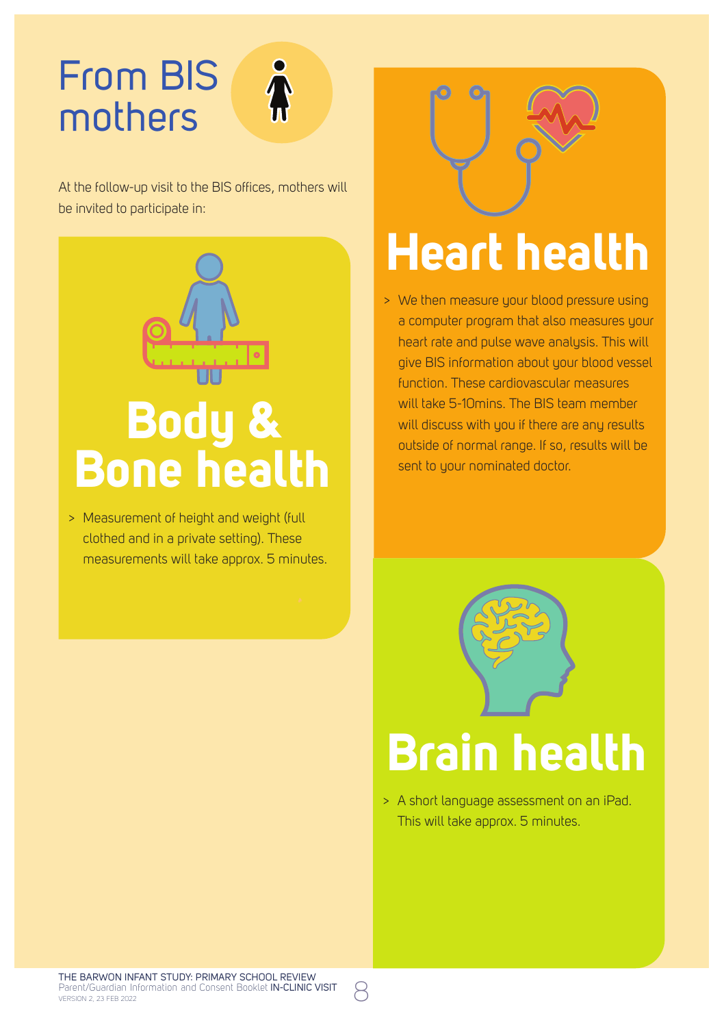# From BIS mothers

At the follow-up visit to the BIS offices, mothers will be invited to participate in:

## Body & Bone health

> Measurement of height and weight (full clothed and in a private setting). These measurements will take approx. 5 minutes.

## Heart health

> We then measure your blood pressure using a computer program that also measures your heart rate and pulse wave analysis. This will give BIS information about your blood vessel function. These cardiovascular measures will take 5-10mins. The BIS team member will discuss with you if there are any results outside of normal range. If so, results will be sent to your nominated doctor.

## Brain health

> A short language assessment on an iPad. This will take approx. 5 minutes.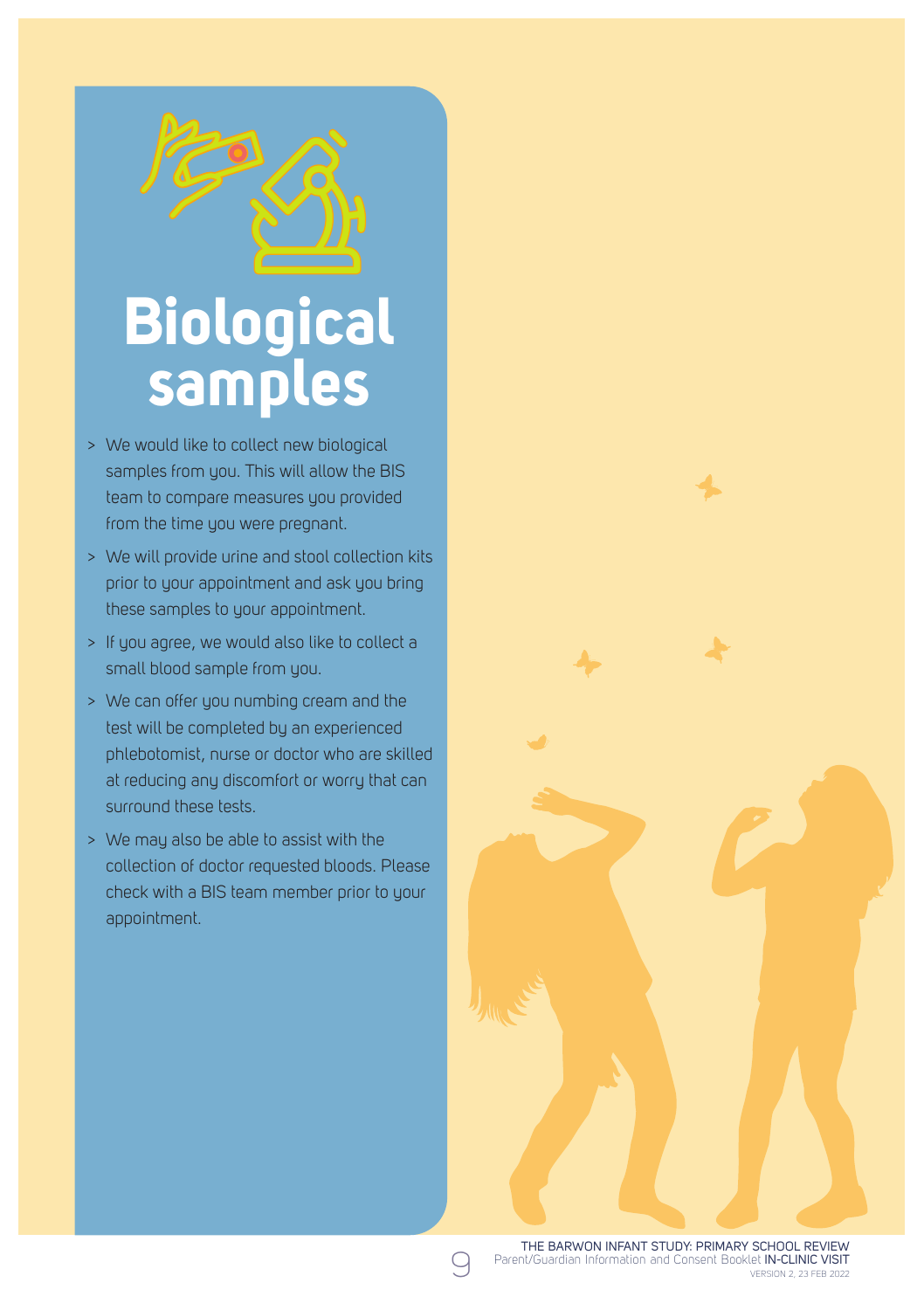# Biological samples

- We would like to collect new biological samples from you. This will allow the BIS team to compare measures you provided from the time you were pregnant.
- We will provide urine and stool collection kits prior to your appointment and ask you bring these samples to your appointment.
- If you agree, we would also like to collect a small blood sample from you.
- We can offer you numbing cream and the test will be completed by an experienced phlebotomist, nurse or doctor who are skilled at reducing any discomfort or worry that can surround these tests.
- We may also be able to assist with the collection of doctor requested bloods. Please check with a BIS team member prior to your appointment.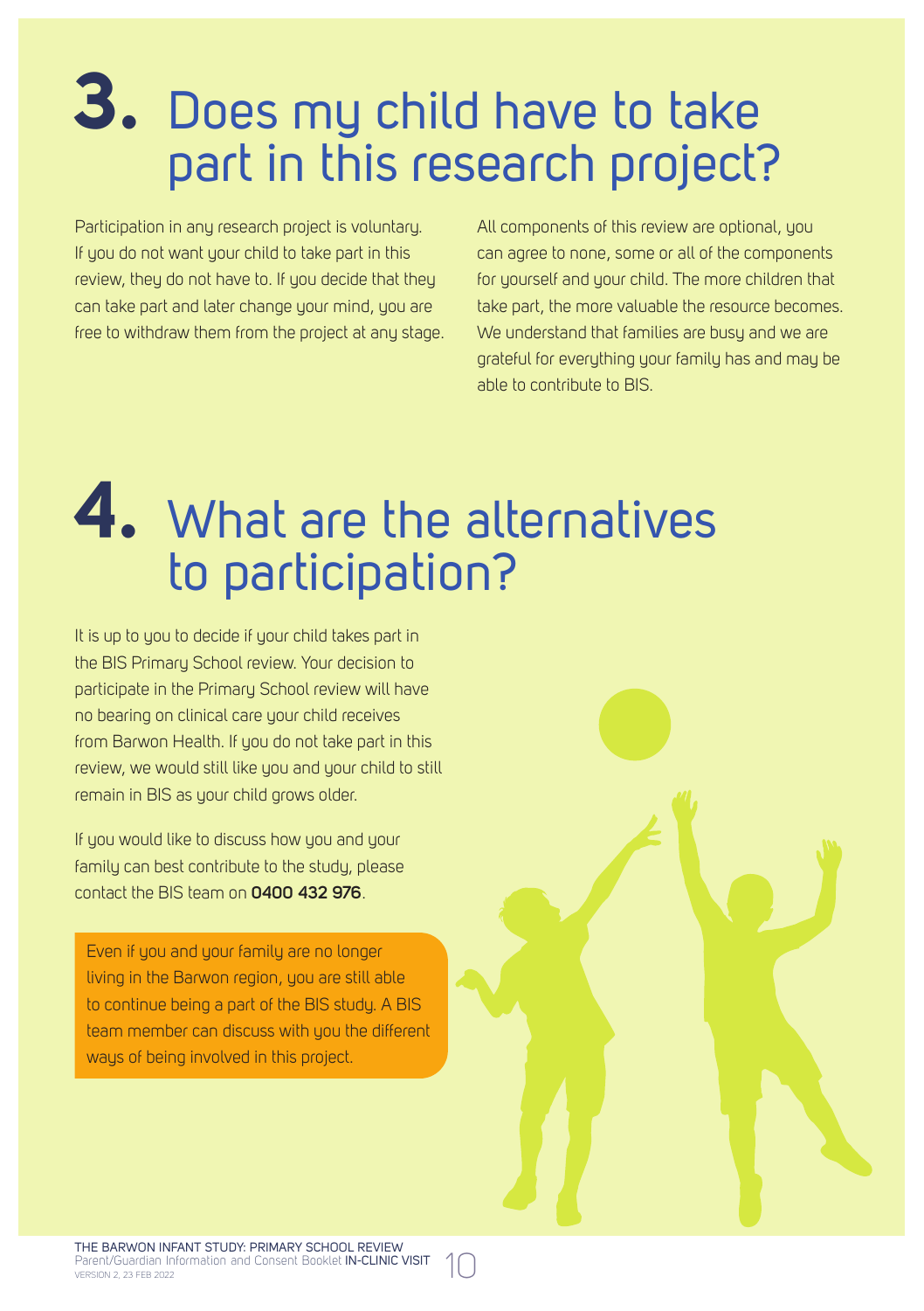# 3. Does my child have to take part in this research project?

Participation in any research project is voluntary. If you do not want your child to take part in this review, they do not have to. If you decide that they can take part and later change your mind, you are free to withdraw them from the project at any stage.

All components of this review are optional, you can agree to none, some or all of the components for yourself and your child. The more children that take part, the more valuable the resource becomes. We understand that families are busy and we are grateful for everything your family has and may be able to contribute to BIS.

# 4. What are the alternatives to participation?

It is up to you to decide if your child takes part in the BIS Primary School review. Your decision to participate in the Primary School review will have no bearing on clinical care your child receives from Barwon Health. If you do not take part in this review, we would still like you and your child to still remain in BIS as your child grows older.

If you would like to discuss how you and your family can best contribute to the study, please contact the BIS team on **0400 432 976**.

Even if you and your family are no longer living in the Barwon region, you are still able to continue being a part of the BIS study. A BIS team member can discuss with you the different ways of being involved in this project.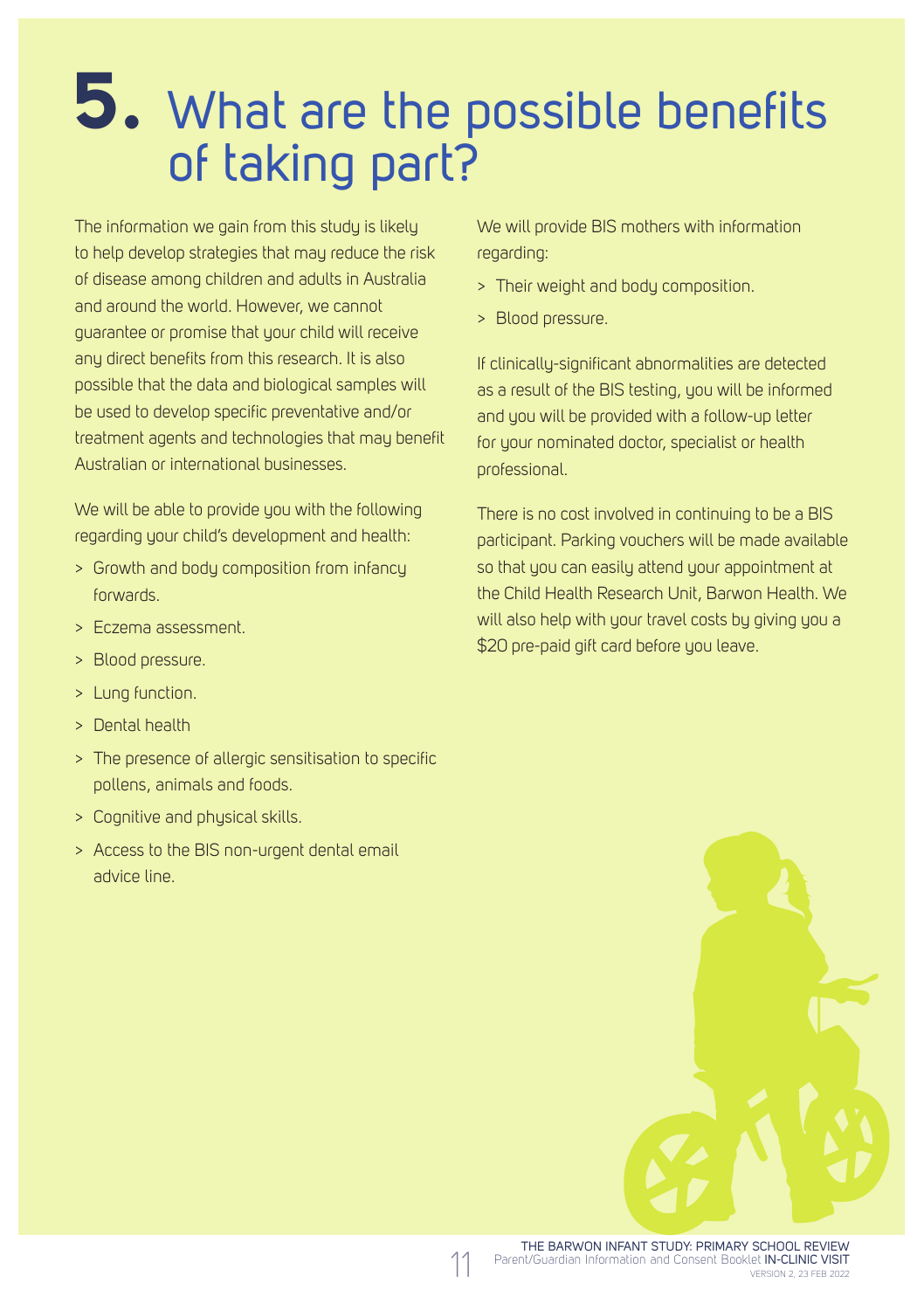# 5. What are the possible benefits of taking part?

The information we gain from this study is likely to help develop strategies that may reduce the risk of disease among children and adults in Australia and around the world. However, we cannot guarantee or promise that your child will receive any direct benefits from this research. It is also possible that the data and biological samples will be used to develop specific preventative and/or treatment agents and technologies that may benefit Australian or international businesses.

We will be able to provide you with the following regarding your child's development and health:

- Growth and body composition from infancy forwards.
- Eczema assessment.
- Blood pressure.
- Lung function.
- Dental health
- The presence of allergic sensitisation to specific pollens, animals and foods.
- Cognitive and physical skills.
- Access to the BIS non-urgent dental email advice line.

We will provide BIS mothers with information regarding:

- Their weight and body composition.
- Blood pressure.

If clinically-significant abnormalities are detected as a result of the BIS testing, you will be informed and you will be provided with a follow-up letter for your nominated doctor, specialist or health professional.

There is no cost involved in continuing to be a BIS participant. Parking vouchers will be made available so that you can easily attend your appointment at the Child Health Research Unit, Barwon Health. We will also help with your travel costs by giving you a $20 pre-paid gift card before you leave.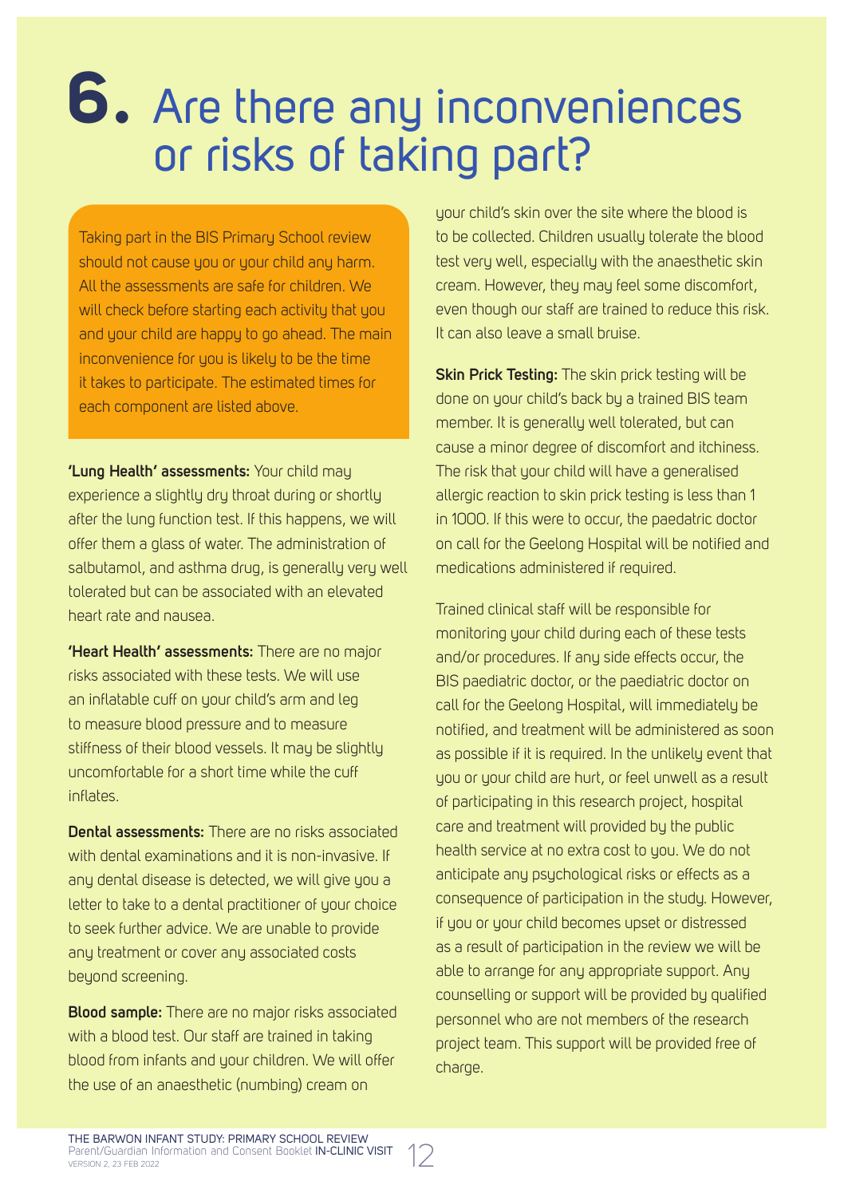# 6. Are there any inconveniences or risks of taking part?

Taking part in the BIS Primary School review should not cause you or your child any harm. All the assessments are safe for children. We will check before starting each activity that you and your child are happy to go ahead. The main inconvenience for you is likely to be the time it takes to participate. The estimated times for each component are listed above.

**'Lung Health' assessments:** Your child may experience a slightly dry throat during or shortly after the lung function test. If this happens, we will offer them a glass of water. The administration of salbutamol, and asthma drug, is generally very well tolerated but can be associated with an elevated heart rate and nausea.

**'Heart Health' assessments:** There are no major risks associated with these tests. We will use an inflatable cuff on your child's arm and leg to measure blood pressure and to measure stiffness of their blood vessels. It may be slightly uncomfortable for a short time while the cuff inflates.

**Dental assessments:** There are no risks associated with dental examinations and it is non-invasive. If any dental disease is detected, we will give you a letter to take to a dental practitioner of your choice to seek further advice. We are unable to provide any treatment or cover any associated costs beyond screening.

**Blood sample:** There are no major risks associated with a blood test. Our staff are trained in taking blood from infants and your children. We will offer the use of an anaesthetic (numbing) cream on your child's skin over the site where the blood is to be collected. Children usually tolerate the blood test very well, especially with the anaesthetic skin cream. However, they may feel some discomfort, even though our staff are trained to reduce this risk. It can also leave a small bruise.

**Skin Prick Testing:** The skin prick testing will be done on your child's back by a trained BIS team member. It is generally well tolerated, but can cause a minor degree of discomfort and itchiness. The risk that your child will have a generalised allergic reaction to skin prick testing is less than 1 in 1000. If this were to occur, the paedatric doctor on call for the Geelong Hospital will be notified and medications administered if required.

Trained clinical staff will be responsible for monitoring your child during each of these tests and/or procedures. If any side effects occur, the BIS paediatric doctor, or the paediatric doctor on call for the Geelong Hospital, will immediately be notified, and treatment will be administered as soon as possible if it is required. In the unlikely event that you or your child are hurt, or feel unwell as a result of participating in this research project, hospital care and treatment will provided by the public health service at no extra cost to you. We do not anticipate any psychological risks or effects as a consequence of participation in the study. However, if you or your child becomes upset or distressed as a result of participation in the review we will be able to arrange for any appropriate support. Any counselling or support will be provided by qualified personnel who are not members of the research project team. This support will be provided free of charge.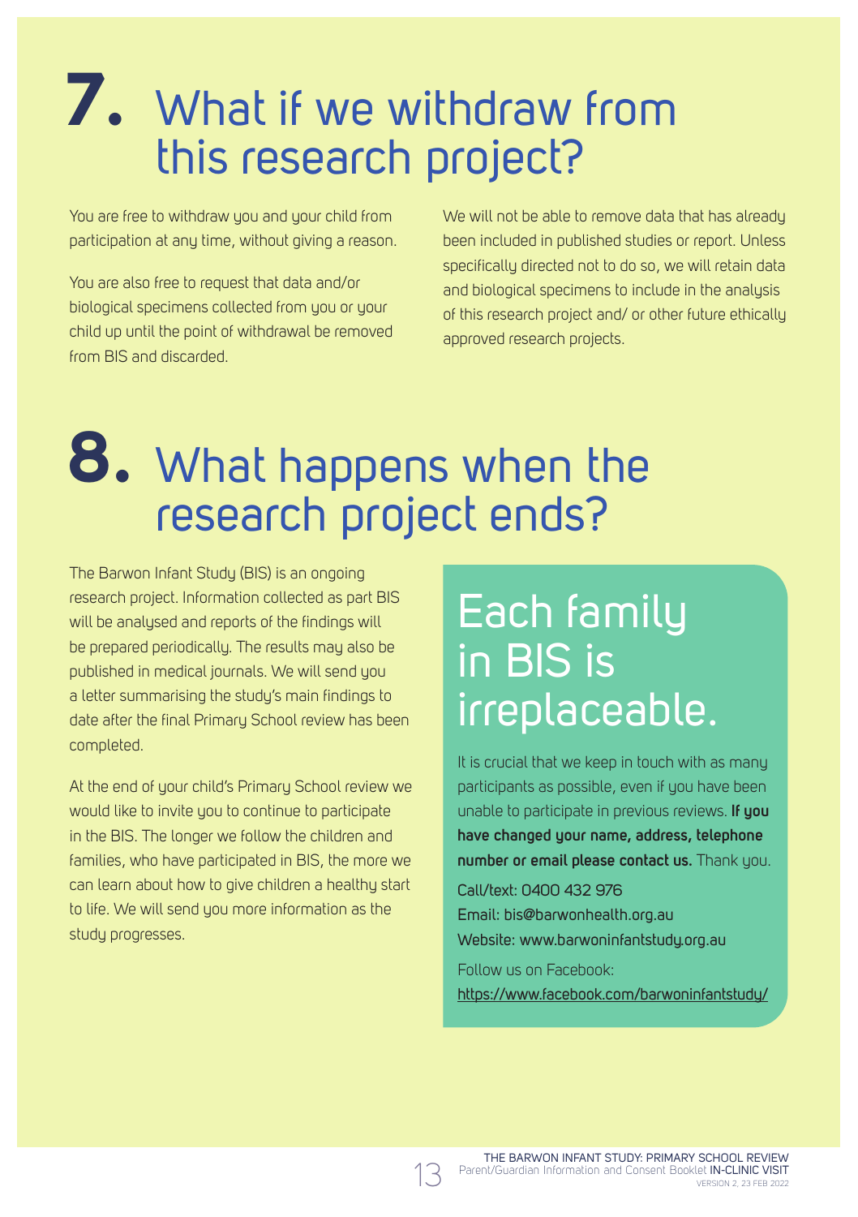# 7. What if we withdraw from this research project?

You are free to withdraw you and your child from participation at any time, without giving a reason.

You are also free to request that data and/or biological specimens collected from you or your child up until the point of withdrawal be removed from BIS and discarded.

We will not be able to remove data that has already been included in published studies or report. Unless specifically directed not to do so, we will retain data and biological specimens to include in the analysis of this research project and/ or other future ethically approved research projects.

# 8. What happens when the research project ends?

The Barwon Infant Study (BIS) is an ongoing research project. Information collected as part BIS will be analysed and reports of the findings will be prepared periodically. The results may also be published in medical journals. We will send you a letter summarising the study's main findings to date after the final Primary School review has been completed.

At the end of your child's Primary School review we would like to invite you to continue to participate in the BIS. The longer we follow the children and families, who have participated in BIS, the more we can learn about how to give children a healthy start to life. We will send you more information as the study progresses.

## Each family in BIS is irreplaceable.

It is crucial that we keep in touch with as many participants as possible, even if you have been unable to participate in previous reviews. **If you have changed your name, address, telephone number or email please contact us.** Thank you.

Call/text: 0400 432 976
Email: bis@barwonhealth.org.au
Website: www.barwoninfantstudy.org.au

Follow us on Facebook:
https://www.facebook.com/barwoninfantstudy/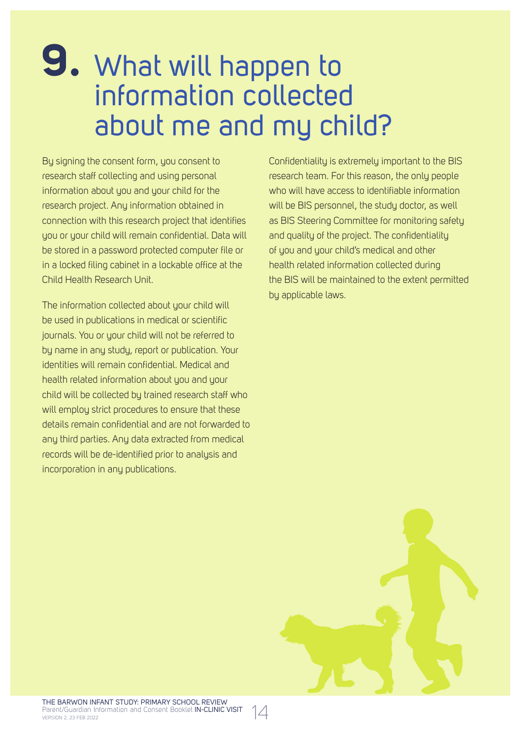# 9. What will happen to information collected about me and my child?

By signing the consent form, you consent to research staff collecting and using personal information about you and your child for the research project. Any information obtained in connection with this research project that identifies you or your child will remain confidential. Data will be stored in a password protected computer file or in a locked filing cabinet in a lockable office at the Child Health Research Unit.

The information collected about your child will be used in publications in medical or scientific journals. You or your child will not be referred to by name in any study, report or publication. Your identities will remain confidential. Medical and health related information about you and your child will be collected by trained research staff who will employ strict procedures to ensure that these details remain confidential and are not forwarded to any third parties. Any data extracted from medical records will be de-identified prior to analysis and incorporation in any publications.

Confidentiality is extremely important to the BIS research team. For this reason, the only people who will have access to identifiable information will be BIS personnel, the study doctor, as well as BIS Steering Committee for monitoring safety and quality of the project. The confidentiality of you and your child's medical and other health related information collected during the BIS will be maintained to the extent permitted by applicable laws.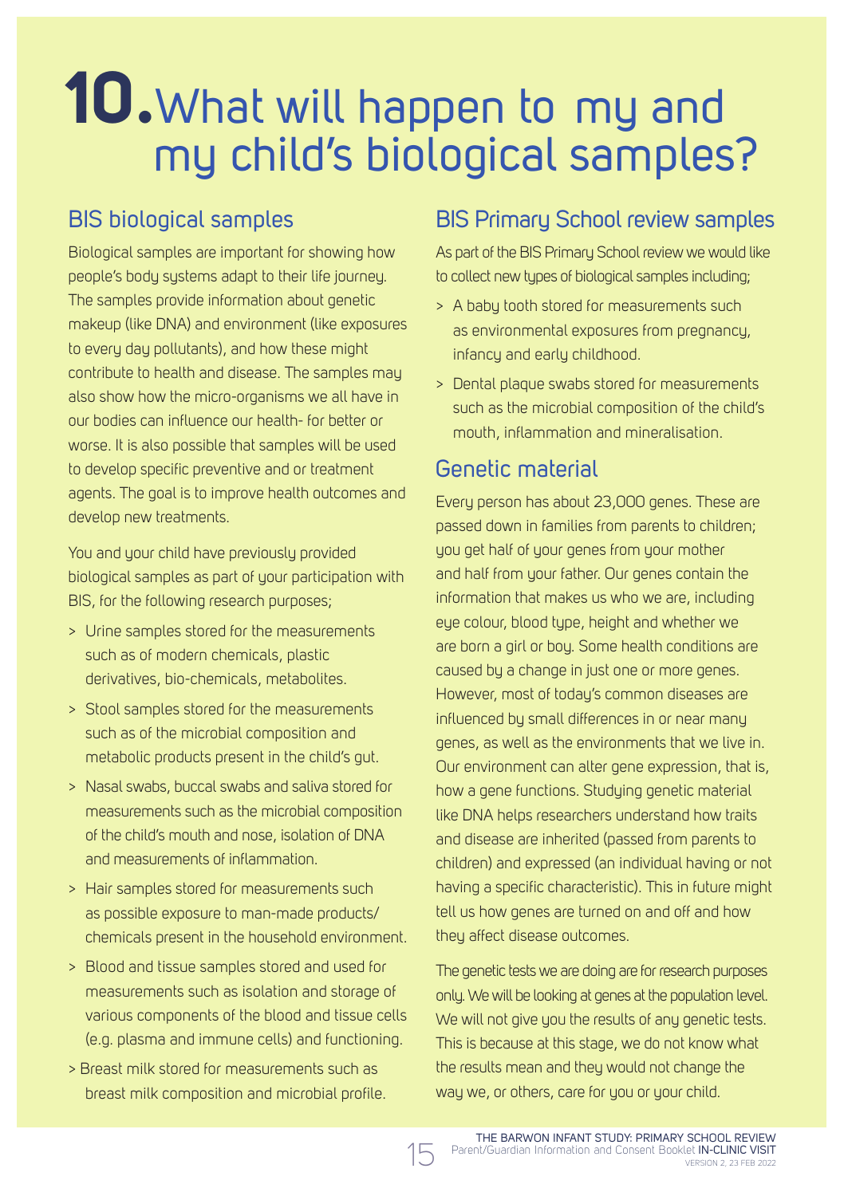# 10. What will happen to my and my child's biological samples?

## BIS biological samples

Biological samples are important for showing how people's body systems adapt to their life journey. The samples provide information about genetic makeup (like DNA) and environment (like exposures to every day pollutants), and how these might contribute to health and disease. The samples may also show how the micro-organisms we all have in our bodies can influence our health- for better or worse. It is also possible that samples will be used to develop specific preventive and or treatment agents. The goal is to improve health outcomes and develop new treatments.

You and your child have previously provided biological samples as part of your participation with BIS, for the following research purposes;

> Urine samples stored for the measurements such as of modern chemicals, plastic derivatives, bio-chemicals, metabolites.

> Stool samples stored for the measurements such as of the microbial composition and metabolic products present in the child's gut.

> Nasal swabs, buccal swabs and saliva stored for measurements such as the microbial composition of the child's mouth and nose, isolation of DNA and measurements of inflammation.

> Hair samples stored for measurements such as possible exposure to man-made products/chemicals present in the household environment.

> Blood and tissue samples stored and used for measurements such as isolation and storage of various components of the blood and tissue cells (e.g. plasma and immune cells) and functioning.

> Breast milk stored for measurements such as breast milk composition and microbial profile.

## BIS Primary School review samples

As part of the BIS Primary School review we would like to collect new types of biological samples including;

> A baby tooth stored for measurements such as environmental exposures from pregnancy, infancy and early childhood.

> Dental plaque swabs stored for measurements such as the microbial composition of the child's mouth, inflammation and mineralisation.

## Genetic material

Every person has about 23,000 genes. These are passed down in families from parents to children; you get half of your genes from your mother and half from your father. Our genes contain the information that makes us who we are, including eye colour, blood type, height and whether we are born a girl or boy. Some health conditions are caused by a change in just one or more genes. However, most of today's common diseases are influenced by small differences in or near many genes, as well as the environments that we live in. Our environment can alter gene expression, that is, how a gene functions. Studying genetic material like DNA helps researchers understand how traits and disease are inherited (passed from parents to children) and expressed (an individual having or not having a specific characteristic). This in future might tell us how genes are turned on and off and how they affect disease outcomes.

The genetic tests we are doing are for research purposes only. We will be looking at genes at the population level. We will not give you the results of any genetic tests. This is because at this stage, we do not know what the results mean and they would not change the way we, or others, care for you or your child.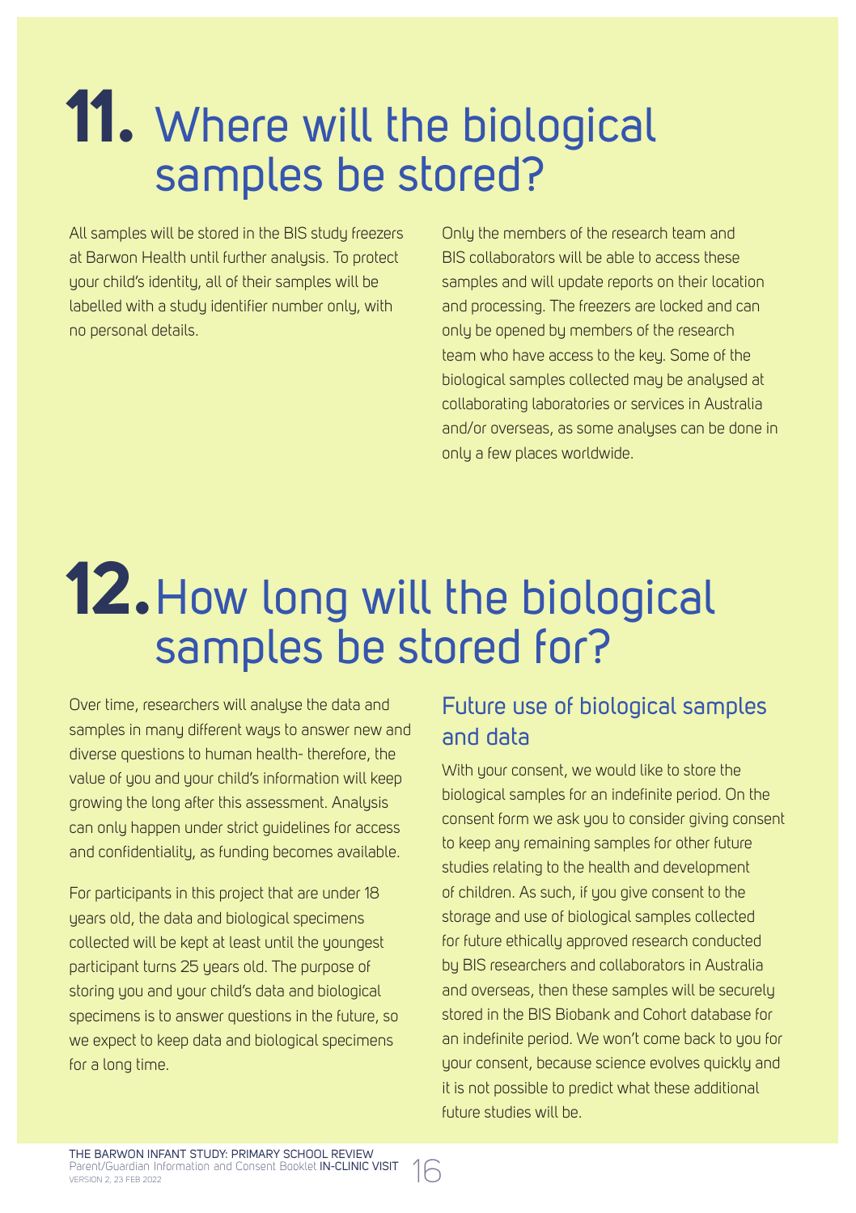# 11. Where will the biological samples be stored?

All samples will be stored in the BIS study freezers at Barwon Health until further analysis. To protect your child's identity, all of their samples will be labelled with a study identifier number only, with no personal details.

Only the members of the research team and BIS collaborators will be able to access these samples and will update reports on their location and processing. The freezers are locked and can only be opened by members of the research team who have access to the key. Some of the biological samples collected may be analysed at collaborating laboratories or services in Australia and/or overseas, as some analyses can be done in only a few places worldwide.

# 12. How long will the biological samples be stored for?

Over time, researchers will analyse the data and samples in many different ways to answer new and diverse questions to human health- therefore, the value of you and your child's information will keep growing the long after this assessment. Analysis can only happen under strict guidelines for access and confidentiality, as funding becomes available.

For participants in this project that are under 18 years old, the data and biological specimens collected will be kept at least until the youngest participant turns 25 years old. The purpose of storing you and your child's data and biological specimens is to answer questions in the future, so we expect to keep data and biological specimens for a long time.

## Future use of biological samples and data

With your consent, we would like to store the biological samples for an indefinite period. On the consent form we ask you to consider giving consent to keep any remaining samples for other future studies relating to the health and development of children. As such, if you give consent to the storage and use of biological samples collected for future ethically approved research conducted by BIS researchers and collaborators in Australia and overseas, then these samples will be securely stored in the BIS Biobank and Cohort database for an indefinite period. We won't come back to you for your consent, because science evolves quickly and it is not possible to predict what these additional future studies will be.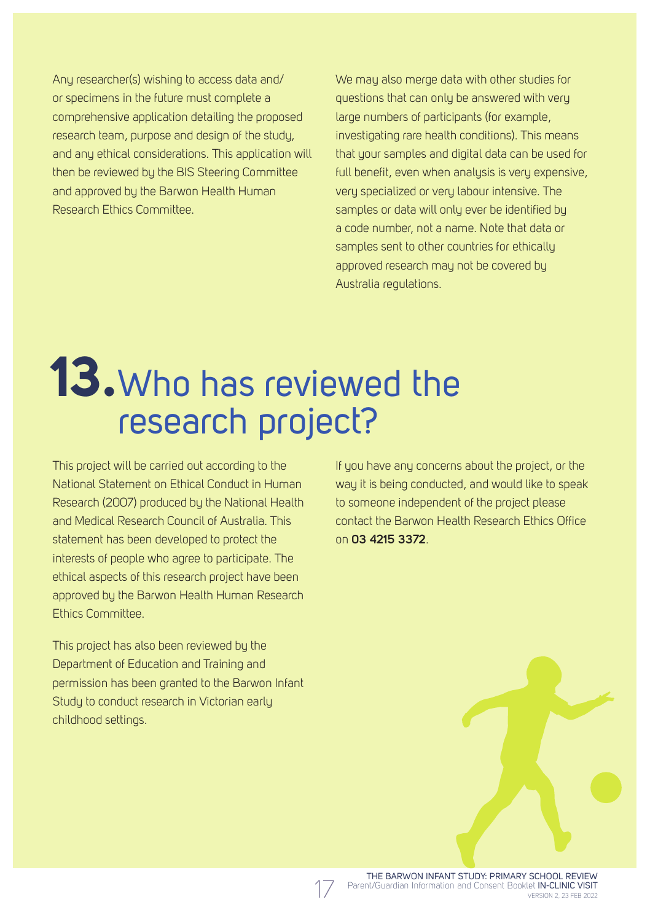Any researcher(s) wishing to access data and/or specimens in the future must complete a comprehensive application detailing the proposed research team, purpose and design of the study, and any ethical considerations. This application will then be reviewed by the BIS Steering Committee and approved by the Barwon Health Human Research Ethics Committee.

We may also merge data with other studies for questions that can only be answered with very large numbers of participants (for example, investigating rare health conditions). This means that your samples and digital data can be used for full benefit, even when analysis is very expensive, very specialized or very labour intensive. The samples or data will only ever be identified by a code number, not a name. Note that data or samples sent to other countries for ethically approved research may not be covered by Australia regulations.

# 13. Who has reviewed the research project?

This project will be carried out according to the National Statement on Ethical Conduct in Human Research (2007) produced by the National Health and Medical Research Council of Australia. This statement has been developed to protect the interests of people who agree to participate. The ethical aspects of this research project have been approved by the Barwon Health Human Research Ethics Committee.

This project has also been reviewed by the Department of Education and Training and permission has been granted to the Barwon Infant Study to conduct research in Victorian early childhood settings.

If you have any concerns about the project, or the way it is being conducted, and would like to speak to someone independent of the project please contact the Barwon Health Research Ethics Office on **03 4215 3372**.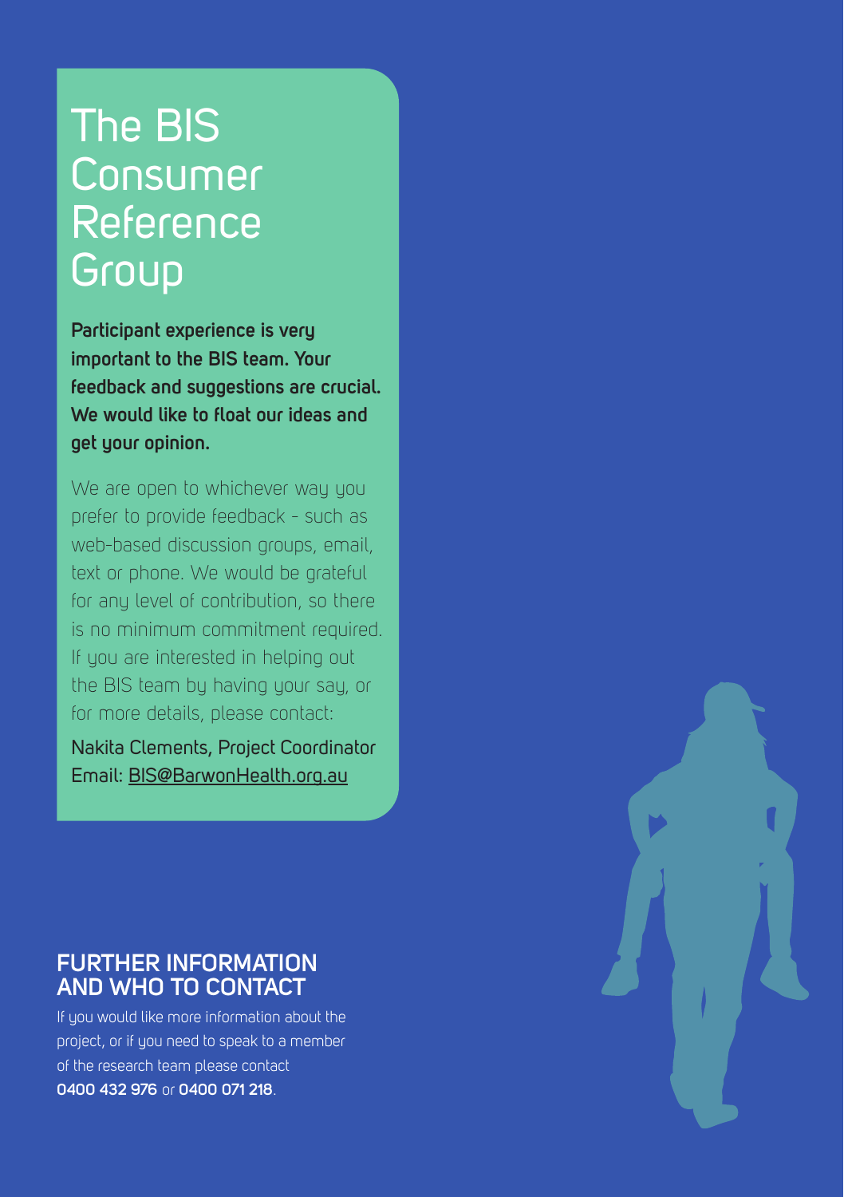# The BIS Consumer Reference Group

**Participant experience is very important to the BIS team. Your feedback and suggestions are crucial. We would like to float our ideas and get your opinion.**

We are open to whichever way you prefer to provide feedback - such as web-based discussion groups, email, text or phone. We would be grateful for any level of contribution, so there is no minimum commitment required. If you are interested in helping out the BIS team by having your say, or for more details, please contact:

Nakita Clements, Project Coordinator
Email: BIS@BarwonHealth.org.au

## FURTHER INFORMATION AND WHO TO CONTACT

If you would like more information about the project, or if you need to speak to a member of the research team please contact **0400 432 976** or **0400 071 218**.